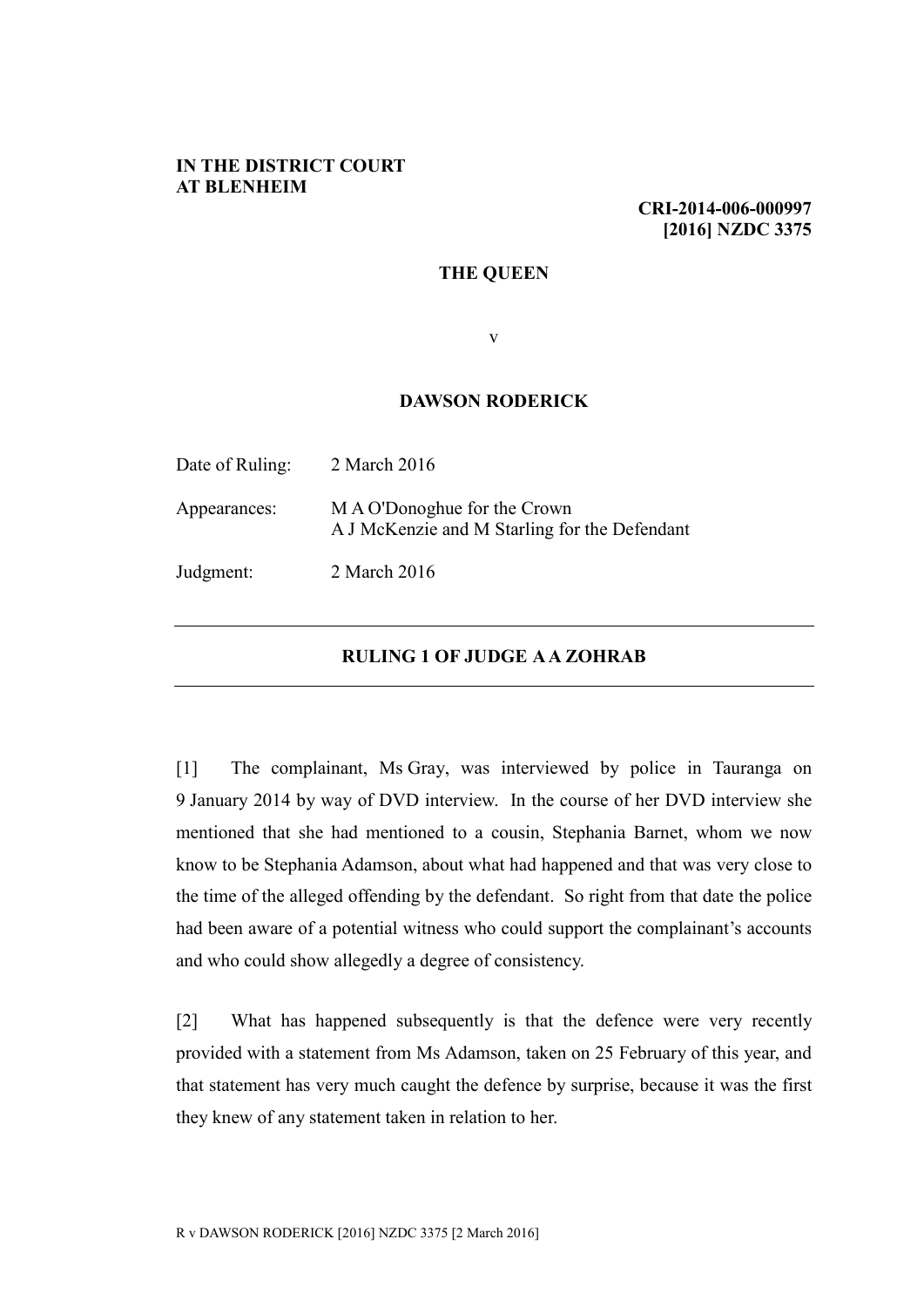**IN THE DISTRICT COURT**
**AT BLENHEIM**

**CRI-2014-006-000997**
**[2016] NZDC 3375**

**THE QUEEN**

v

**DAWSON RODERICK**

| | |
|---|---|
| Date of Ruling: | 2 March 2016 |
| Appearances: | M A O'Donoghue for the Crown<br>A J McKenzie and M Starling for the Defendant |
| Judgment: | 2 March 2016 |

---

**RULING 1 OF JUDGE A A ZOHRAB**

---

[1] The complainant, Ms Gray, was interviewed by police in Tauranga on 9 January 2014 by way of DVD interview. In the course of her DVD interview she mentioned that she had mentioned to a cousin, Stephania Barnet, whom we now know to be Stephania Adamson, about what had happened and that was very close to the time of the alleged offending by the defendant. So right from that date the police had been aware of a potential witness who could support the complainant's accounts and who could show allegedly a degree of consistency.

[2] What has happened subsequently is that the defence were very recently provided with a statement from Ms Adamson, taken on 25 February of this year, and that statement has very much caught the defence by surprise, because it was the first they knew of any statement taken in relation to her.

R v DAWSON RODERICK [2016] NZDC 3375 [2 March 2016]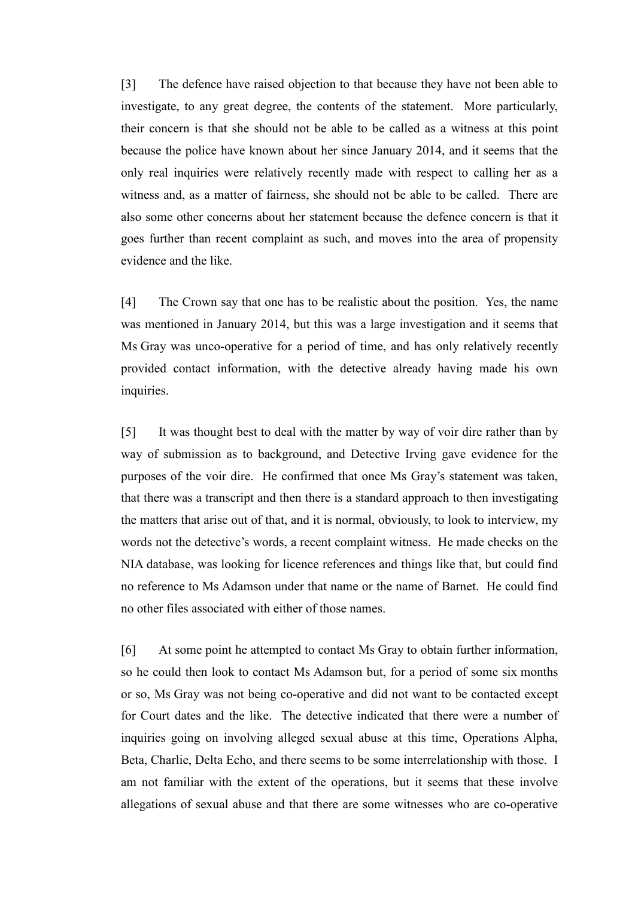[3] The defence have raised objection to that because they have not been able to investigate, to any great degree, the contents of the statement. More particularly, their concern is that she should not be able to be called as a witness at this point because the police have known about her since January 2014, and it seems that the only real inquiries were relatively recently made with respect to calling her as a witness and, as a matter of fairness, she should not be able to be called. There are also some other concerns about her statement because the defence concern is that it goes further than recent complaint as such, and moves into the area of propensity evidence and the like.

[4] The Crown say that one has to be realistic about the position. Yes, the name was mentioned in January 2014, but this was a large investigation and it seems that Ms Gray was unco-operative for a period of time, and has only relatively recently provided contact information, with the detective already having made his own inquiries.

[5] It was thought best to deal with the matter by way of voir dire rather than by way of submission as to background, and Detective Irving gave evidence for the purposes of the voir dire. He confirmed that once Ms Gray's statement was taken, that there was a transcript and then there is a standard approach to then investigating the matters that arise out of that, and it is normal, obviously, to look to interview, my words not the detective's words, a recent complaint witness. He made checks on the NIA database, was looking for licence references and things like that, but could find no reference to Ms Adamson under that name or the name of Barnet. He could find no other files associated with either of those names.

[6] At some point he attempted to contact Ms Gray to obtain further information, so he could then look to contact Ms Adamson but, for a period of some six months or so, Ms Gray was not being co-operative and did not want to be contacted except for Court dates and the like. The detective indicated that there were a number of inquiries going on involving alleged sexual abuse at this time, Operations Alpha, Beta, Charlie, Delta Echo, and there seems to be some interrelationship with those. I am not familiar with the extent of the operations, but it seems that these involve allegations of sexual abuse and that there are some witnesses who are co-operative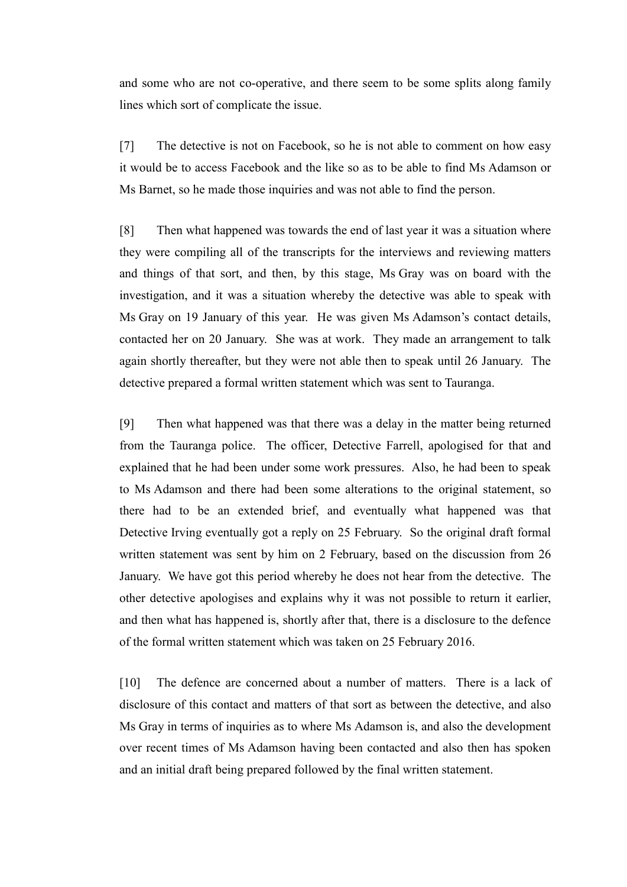and some who are not co-operative, and there seem to be some splits along family lines which sort of complicate the issue.

[7] The detective is not on Facebook, so he is not able to comment on how easy it would be to access Facebook and the like so as to be able to find Ms Adamson or Ms Barnet, so he made those inquiries and was not able to find the person.

[8] Then what happened was towards the end of last year it was a situation where they were compiling all of the transcripts for the interviews and reviewing matters and things of that sort, and then, by this stage, Ms Gray was on board with the investigation, and it was a situation whereby the detective was able to speak with Ms Gray on 19 January of this year. He was given Ms Adamson's contact details, contacted her on 20 January. She was at work. They made an arrangement to talk again shortly thereafter, but they were not able then to speak until 26 January. The detective prepared a formal written statement which was sent to Tauranga.

[9] Then what happened was that there was a delay in the matter being returned from the Tauranga police. The officer, Detective Farrell, apologised for that and explained that he had been under some work pressures. Also, he had been to speak to Ms Adamson and there had been some alterations to the original statement, so there had to be an extended brief, and eventually what happened was that Detective Irving eventually got a reply on 25 February. So the original draft formal written statement was sent by him on 2 February, based on the discussion from 26 January. We have got this period whereby he does not hear from the detective. The other detective apologises and explains why it was not possible to return it earlier, and then what has happened is, shortly after that, there is a disclosure to the defence of the formal written statement which was taken on 25 February 2016.

[10] The defence are concerned about a number of matters. There is a lack of disclosure of this contact and matters of that sort as between the detective, and also Ms Gray in terms of inquiries as to where Ms Adamson is, and also the development over recent times of Ms Adamson having been contacted and also then has spoken and an initial draft being prepared followed by the final written statement.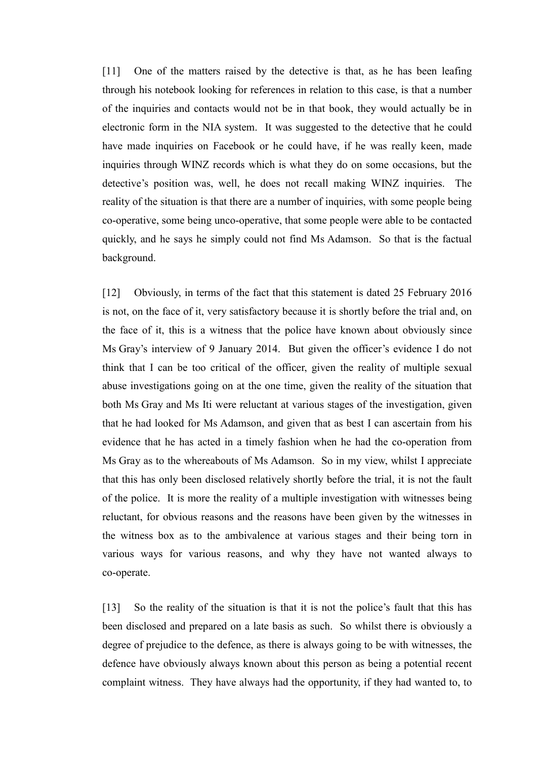[11] One of the matters raised by the detective is that, as he has been leafing through his notebook looking for references in relation to this case, is that a number of the inquiries and contacts would not be in that book, they would actually be in electronic form in the NIA system. It was suggested to the detective that he could have made inquiries on Facebook or he could have, if he was really keen, made inquiries through WINZ records which is what they do on some occasions, but the detective's position was, well, he does not recall making WINZ inquiries. The reality of the situation is that there are a number of inquiries, with some people being co-operative, some being unco-operative, that some people were able to be contacted quickly, and he says he simply could not find Ms Adamson. So that is the factual background.

[12] Obviously, in terms of the fact that this statement is dated 25 February 2016 is not, on the face of it, very satisfactory because it is shortly before the trial and, on the face of it, this is a witness that the police have known about obviously since Ms Gray's interview of 9 January 2014. But given the officer's evidence I do not think that I can be too critical of the officer, given the reality of multiple sexual abuse investigations going on at the one time, given the reality of the situation that both Ms Gray and Ms Iti were reluctant at various stages of the investigation, given that he had looked for Ms Adamson, and given that as best I can ascertain from his evidence that he has acted in a timely fashion when he had the co-operation from Ms Gray as to the whereabouts of Ms Adamson. So in my view, whilst I appreciate that this has only been disclosed relatively shortly before the trial, it is not the fault of the police. It is more the reality of a multiple investigation with witnesses being reluctant, for obvious reasons and the reasons have been given by the witnesses in the witness box as to the ambivalence at various stages and their being torn in various ways for various reasons, and why they have not wanted always to co-operate.

[13] So the reality of the situation is that it is not the police's fault that this has been disclosed and prepared on a late basis as such. So whilst there is obviously a degree of prejudice to the defence, as there is always going to be with witnesses, the defence have obviously always known about this person as being a potential recent complaint witness. They have always had the opportunity, if they had wanted to, to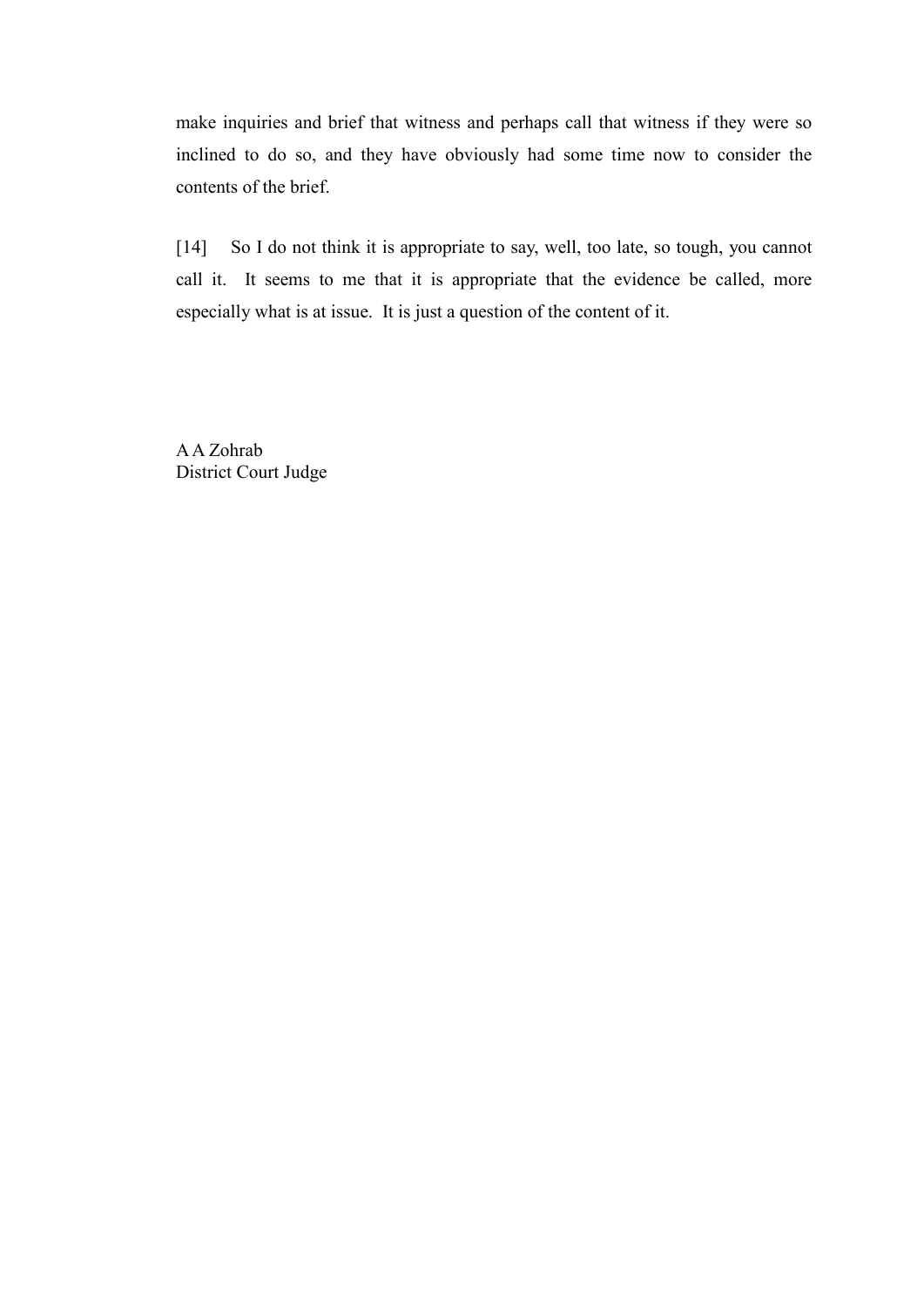make inquiries and brief that witness and perhaps call that witness if they were so inclined to do so, and they have obviously had some time now to consider the contents of the brief.

[14] So I do not think it is appropriate to say, well, too late, so tough, you cannot call it. It seems to me that it is appropriate that the evidence be called, more especially what is at issue. It is just a question of the content of it.

A A Zohrab
District Court Judge